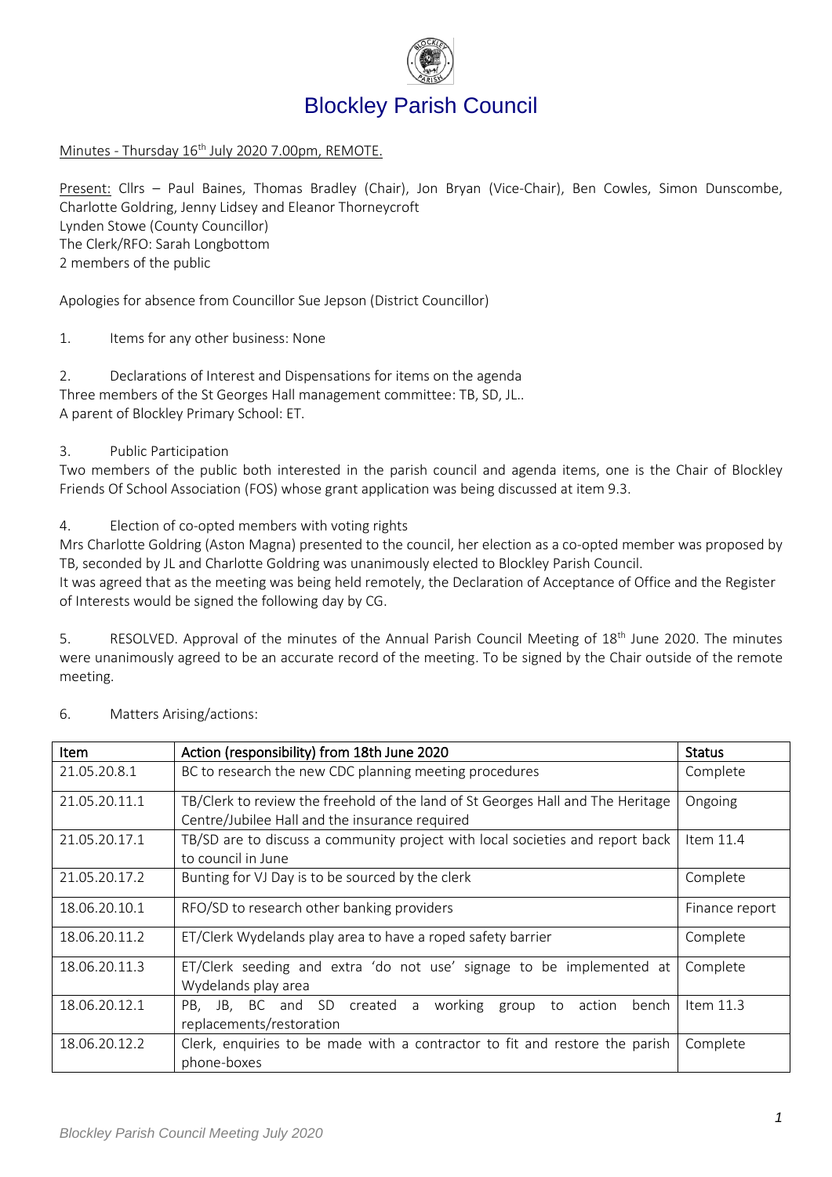# Blockley Parish Council

Minutes - Thursday 16th July 2020 7.00pm, REMOTE.

Present: Cllrs – Paul Baines, Thomas Bradley (Chair), Jon Bryan (Vice-Chair), Ben Cowles, Simon Dunscombe, Charlotte Goldring, Jenny Lidsey and Eleanor Thorneycroft
Lynden Stowe (County Councillor)
The Clerk/RFO: Sarah Longbottom
2 members of the public

Apologies for absence from Councillor Sue Jepson (District Councillor)

1. Items for any other business: None

2. Declarations of Interest and Dispensations for items on the agenda
Three members of the St Georges Hall management committee: TB, SD, JL..
A parent of Blockley Primary School: ET.

3. Public Participation
Two members of the public both interested in the parish council and agenda items, one is the Chair of Blockley Friends Of School Association (FOS) whose grant application was being discussed at item 9.3.

4. Election of co-opted members with voting rights
Mrs Charlotte Goldring (Aston Magna) presented to the council, her election as a co-opted member was proposed by TB, seconded by JL and Charlotte Goldring was unanimously elected to Blockley Parish Council.
It was agreed that as the meeting was being held remotely, the Declaration of Acceptance of Office and the Register of Interests would be signed the following day by CG.

5. RESOLVED. Approval of the minutes of the Annual Parish Council Meeting of 18th June 2020. The minutes were unanimously agreed to be an accurate record of the meeting. To be signed by the Chair outside of the remote meeting.

6. Matters Arising/actions:

| Item | Action (responsibility) from 18th June 2020 | Status |
|---|---|---|
| 21.05.20.8.1 | BC to research the new CDC planning meeting procedures | Complete |
| 21.05.20.11.1 | TB/Clerk to review the freehold of the land of St Georges Hall and The Heritage Centre/Jubilee Hall and the insurance required | Ongoing |
| 21.05.20.17.1 | TB/SD are to discuss a community project with local societies and report back to council in June | Item 11.4 |
| 21.05.20.17.2 | Bunting for VJ Day is to be sourced by the clerk | Complete |
| 18.06.20.10.1 | RFO/SD to research other banking providers | Finance report |
| 18.06.20.11.2 | ET/Clerk Wydelands play area to have a roped safety barrier | Complete |
| 18.06.20.11.3 | ET/Clerk seeding and extra 'do not use' signage to be implemented at Wydelands play area | Complete |
| 18.06.20.12.1 | PB, JB, BC and SD created a working group to action bench replacements/restoration | Item 11.3 |
| 18.06.20.12.2 | Clerk, enquiries to be made with a contractor to fit and restore the parish phone-boxes | Complete |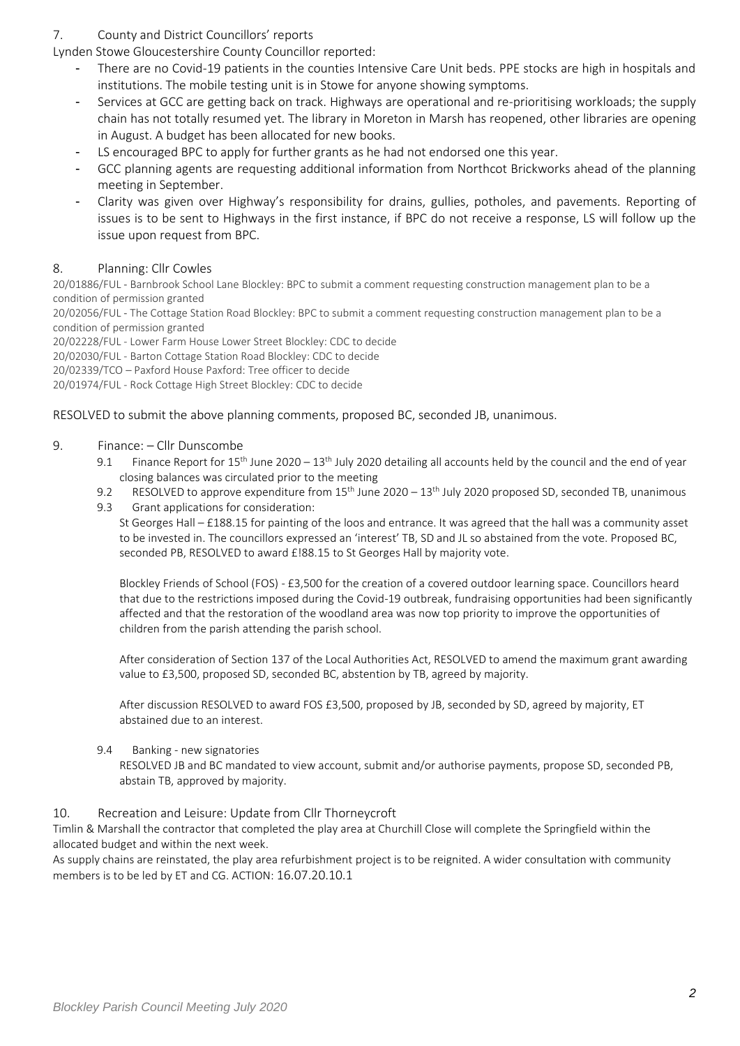## 7. County and District Councillors' reports

Lynden Stowe Gloucestershire County Councillor reported:

- There are no Covid-19 patients in the counties Intensive Care Unit beds. PPE stocks are high in hospitals and institutions. The mobile testing unit is in Stowe for anyone showing symptoms.
- Services at GCC are getting back on track. Highways are operational and re-prioritising workloads; the supply chain has not totally resumed yet. The library in Moreton in Marsh has reopened, other libraries are opening in August. A budget has been allocated for new books.
- LS encouraged BPC to apply for further grants as he had not endorsed one this year.
- GCC planning agents are requesting additional information from Northcot Brickworks ahead of the planning meeting in September.
- Clarity was given over Highway's responsibility for drains, gullies, potholes, and pavements. Reporting of issues is to be sent to Highways in the first instance, if BPC do not receive a response, LS will follow up the issue upon request from BPC.

## 8. Planning: Cllr Cowles

20/01886/FUL - Barnbrook School Lane Blockley: BPC to submit a comment requesting construction management plan to be a condition of permission granted

20/02056/FUL - The Cottage Station Road Blockley: BPC to submit a comment requesting construction management plan to be a condition of permission granted

20/02228/FUL - Lower Farm House Lower Street Blockley: CDC to decide

20/02030/FUL - Barton Cottage Station Road Blockley: CDC to decide

20/02339/TCO – Paxford House Paxford: Tree officer to decide

20/01974/FUL - Rock Cottage High Street Blockley: CDC to decide

RESOLVED to submit the above planning comments, proposed BC, seconded JB, unanimous.

## 9. Finance: – Cllr Dunscombe

9.1 Finance Report for 15th June 2020 – 13th July 2020 detailing all accounts held by the council and the end of year closing balances was circulated prior to the meeting

9.2 RESOLVED to approve expenditure from 15th June 2020 – 13th July 2020 proposed SD, seconded TB, unanimous

9.3 Grant applications for consideration:

St Georges Hall – £188.15 for painting of the loos and entrance. It was agreed that the hall was a community asset to be invested in. The councillors expressed an 'interest' TB, SD and JL so abstained from the vote. Proposed BC, seconded PB, RESOLVED to award £!88.15 to St Georges Hall by majority vote.

Blockley Friends of School (FOS) - £3,500 for the creation of a covered outdoor learning space. Councillors heard that due to the restrictions imposed during the Covid-19 outbreak, fundraising opportunities had been significantly affected and that the restoration of the woodland area was now top priority to improve the opportunities of children from the parish attending the parish school.

After consideration of Section 137 of the Local Authorities Act, RESOLVED to amend the maximum grant awarding value to £3,500, proposed SD, seconded BC, abstention by TB, agreed by majority.

After discussion RESOLVED to award FOS £3,500, proposed by JB, seconded by SD, agreed by majority, ET abstained due to an interest.

9.4 Banking - new signatories

RESOLVED JB and BC mandated to view account, submit and/or authorise payments, propose SD, seconded PB, abstain TB, approved by majority.

## 10. Recreation and Leisure: Update from Cllr Thorneycroft

Timlin & Marshall the contractor that completed the play area at Churchill Close will complete the Springfield within the allocated budget and within the next week.

As supply chains are reinstated, the play area refurbishment project is to be reignited. A wider consultation with community members is to be led by ET and CG. ACTION: 16.07.20.10.1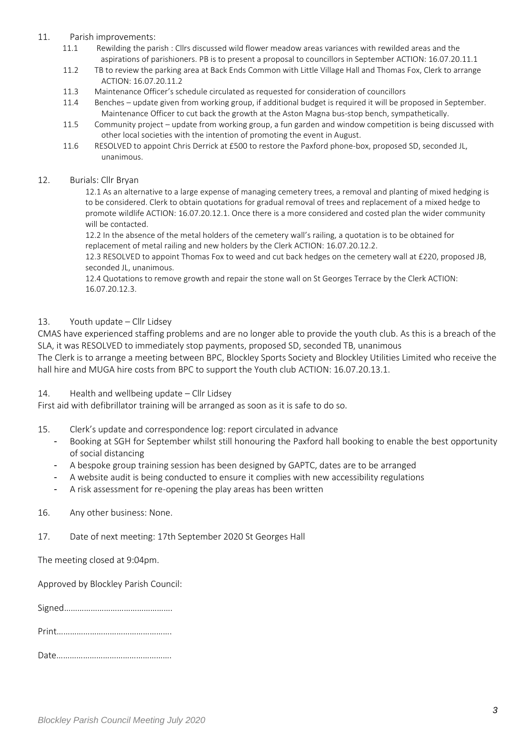11. Parish improvements:
    - 11.1 Rewilding the parish : Cllrs discussed wild flower meadow areas variances with rewilded areas and the aspirations of parishioners. PB is to present a proposal to councillors in September ACTION: 16.07.20.11.1
    - 11.2 TB to review the parking area at Back Ends Common with Little Village Hall and Thomas Fox, Clerk to arrange ACTION: 16.07.20.11.2
    - 11.3 Maintenance Officer's schedule circulated as requested for consideration of councillors
    - 11.4 Benches – update given from working group, if additional budget is required it will be proposed in September. Maintenance Officer to cut back the growth at the Aston Magna bus-stop bench, sympathetically.
    - 11.5 Community project – update from working group, a fun garden and window competition is being discussed with other local societies with the intention of promoting the event in August.
    - 11.6 RESOLVED to appoint Chris Derrick at £500 to restore the Paxford phone-box, proposed SD, seconded JL, unanimous.

12. Burials: Cllr Bryan

    12.1 As an alternative to a large expense of managing cemetery trees, a removal and planting of mixed hedging is to be considered. Clerk to obtain quotations for gradual removal of trees and replacement of a mixed hedge to promote wildlife ACTION: 16.07.20.12.1. Once there is a more considered and costed plan the wider community will be contacted.

    12.2 In the absence of the metal holders of the cemetery wall's railing, a quotation is to be obtained for replacement of metal railing and new holders by the Clerk ACTION: 16.07.20.12.2.

    12.3 RESOLVED to appoint Thomas Fox to weed and cut back hedges on the cemetery wall at £220, proposed JB, seconded JL, unanimous.

    12.4 Quotations to remove growth and repair the stone wall on St Georges Terrace by the Clerk ACTION: 16.07.20.12.3.

13. Youth update – Cllr Lidsey

CMAS have experienced staffing problems and are no longer able to provide the youth club. As this is a breach of the SLA, it was RESOLVED to immediately stop payments, proposed SD, seconded TB, unanimous

The Clerk is to arrange a meeting between BPC, Blockley Sports Society and Blockley Utilities Limited who receive the hall hire and MUGA hire costs from BPC to support the Youth club ACTION: 16.07.20.13.1.

14. Health and wellbeing update – Cllr Lidsey

First aid with defibrillator training will be arranged as soon as it is safe to do so.

15. Clerk's update and correspondence log: report circulated in advance
    - Booking at SGH for September whilst still honouring the Paxford hall booking to enable the best opportunity of social distancing
    - A bespoke group training session has been designed by GAPTC, dates are to be arranged
    - A website audit is being conducted to ensure it complies with new accessibility regulations
    - A risk assessment for re-opening the play areas has been written

16. Any other business: None.

17. Date of next meeting: 17th September 2020 St Georges Hall

The meeting closed at 9:04pm.

Approved by Blockley Parish Council:

Signed…………………………………………

Print……………………………………………

Date……………………………………………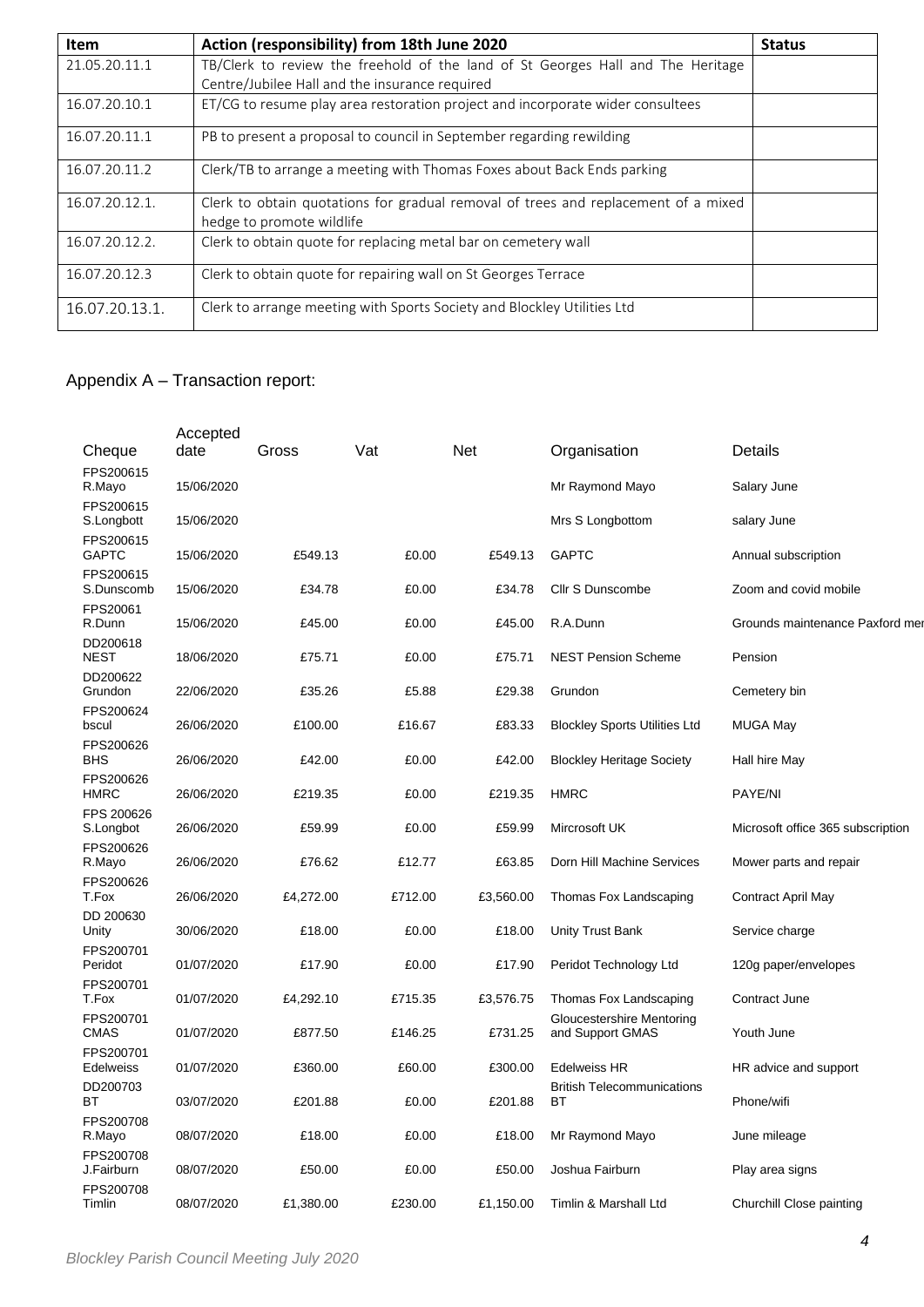| Item | Action (responsibility) from 18th June 2020 | Status |
| --- | --- | --- |
| 21.05.20.11.1 | TB/Clerk to review the freehold of the land of St Georges Hall and The Heritage Centre/Jubilee Hall and the insurance required | |
| 16.07.20.10.1 | ET/CG to resume play area restoration project and incorporate wider consultees | |
| 16.07.20.11.1 | PB to present a proposal to council in September regarding rewilding | |
| 16.07.20.11.2 | Clerk/TB to arrange a meeting with Thomas Foxes about Back Ends parking | |
| 16.07.20.12.1. | Clerk to obtain quotations for gradual removal of trees and replacement of a mixed hedge to promote wildlife | |
| 16.07.20.12.2. | Clerk to obtain quote for replacing metal bar on cemetery wall | |
| 16.07.20.12.3 | Clerk to obtain quote for repairing wall on St Georges Terrace | |
| 16.07.20.13.1. | Clerk to arrange meeting with Sports Society and Blockley Utilities Ltd | |

## Appendix A – Transaction report:

| Cheque | Accepted date | Gross | Vat | Net | Organisation | Details |
| --- | --- | --- | --- | --- | --- | --- |
| FPS200615 R.Mayo | 15/06/2020 | | | | Mr Raymond Mayo | Salary June |
| FPS200615 S.Longbott | 15/06/2020 | | | | Mrs S Longbottom | salary June |
| FPS200615 GAPTC | 15/06/2020 | £549.13 | £0.00 | £549.13 | GAPTC | Annual subscription |
| FPS200615 S.Dunscomb | 15/06/2020 | £34.78 | £0.00 | £34.78 | Cllr S Dunscombe | Zoom and covid mobile |
| FPS20061 R.Dunn | 15/06/2020 | £45.00 | £0.00 | £45.00 | R.A.Dunn | Grounds maintenance Paxford mer |
| DD200618 NEST | 18/06/2020 | £75.71 | £0.00 | £75.71 | NEST Pension Scheme | Pension |
| DD200622 Grundon | 22/06/2020 | £35.26 | £5.88 | £29.38 | Grundon | Cemetery bin |
| FPS200624 bscul | 26/06/2020 | £100.00 | £16.67 | £83.33 | Blockley Sports Utilities Ltd | MUGA May |
| FPS200626 BHS | 26/06/2020 | £42.00 | £0.00 | £42.00 | Blockley Heritage Society | Hall hire May |
| FPS200626 HMRC | 26/06/2020 | £219.35 | £0.00 | £219.35 | HMRC | PAYE/NI |
| FPS 200626 S.Longbot | 26/06/2020 | £59.99 | £0.00 | £59.99 | Mircrosoft UK | Microsoft office 365 subscription |
| FPS200626 R.Mayo | 26/06/2020 | £76.62 | £12.77 | £63.85 | Dorn Hill Machine Services | Mower parts and repair |
| FPS200626 T.Fox | 26/06/2020 | £4,272.00 | £712.00 | £3,560.00 | Thomas Fox Landscaping | Contract April May |
| DD 200630 Unity | 30/06/2020 | £18.00 | £0.00 | £18.00 | Unity Trust Bank | Service charge |
| FPS200701 Peridot | 01/07/2020 | £17.90 | £0.00 | £17.90 | Peridot Technology Ltd | 120g paper/envelopes |
| FPS200701 T.Fox | 01/07/2020 | £4,292.10 | £715.35 | £3,576.75 | Thomas Fox Landscaping | Contract June |
| FPS200701 CMAS | 01/07/2020 | £877.50 | £146.25 | £731.25 | Gloucestershire Mentoring and Support GMAS | Youth June |
| FPS200701 Edelweiss | 01/07/2020 | £360.00 | £60.00 | £300.00 | Edelweiss HR | HR advice and support |
| DD200703 BT | 03/07/2020 | £201.88 | £0.00 | £201.88 | British Telecommunications BT | Phone/wifi |
| FPS200708 R.Mayo | 08/07/2020 | £18.00 | £0.00 | £18.00 | Mr Raymond Mayo | June mileage |
| FPS200708 J.Fairburn | 08/07/2020 | £50.00 | £0.00 | £50.00 | Joshua Fairburn | Play area signs |
| FPS200708 Timlin | 08/07/2020 | £1,380.00 | £230.00 | £1,150.00 | Timlin & Marshall Ltd | Churchill Close painting |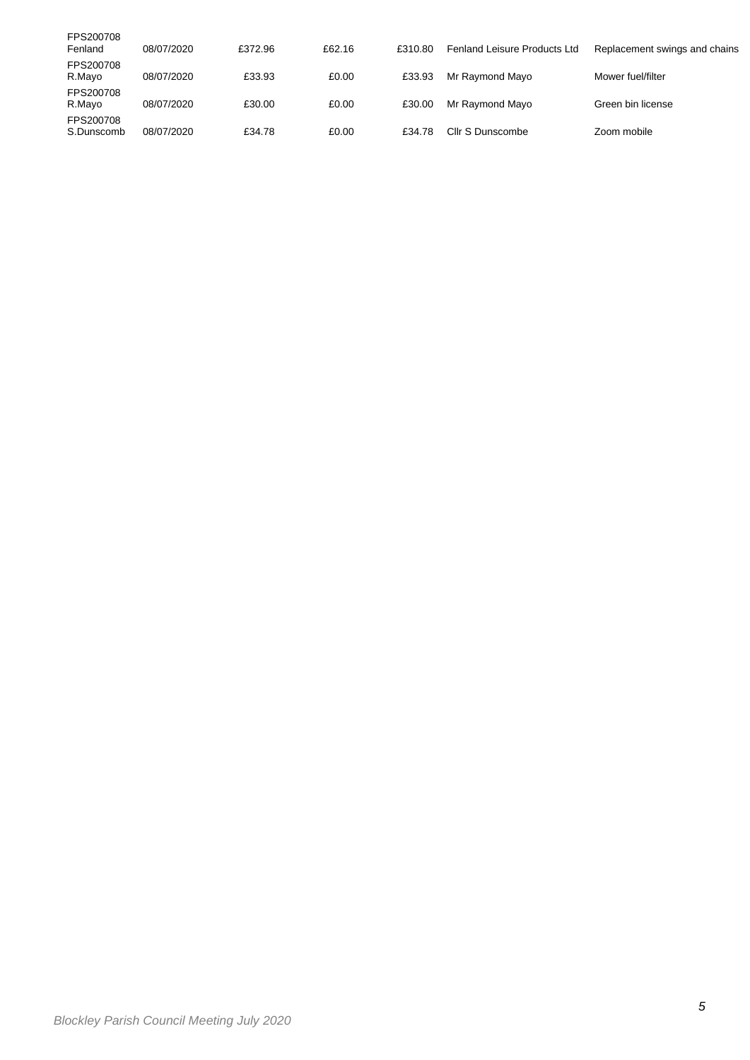| | | | | | | |
|---|---|---|---|---|---|---|
| FPS200708 Fenland | 08/07/2020 | £372.96 | £62.16 | £310.80 | Fenland Leisure Products Ltd | Replacement swings and chains |
| FPS200708 R.Mayo | 08/07/2020 | £33.93 | £0.00 | £33.93 | Mr Raymond Mayo | Mower fuel/filter |
| FPS200708 R.Mayo | 08/07/2020 | £30.00 | £0.00 | £30.00 | Mr Raymond Mayo | Green bin license |
| FPS200708 S.Dunscomb | 08/07/2020 | £34.78 | £0.00 | £34.78 | Cllr S Dunscombe | Zoom mobile |